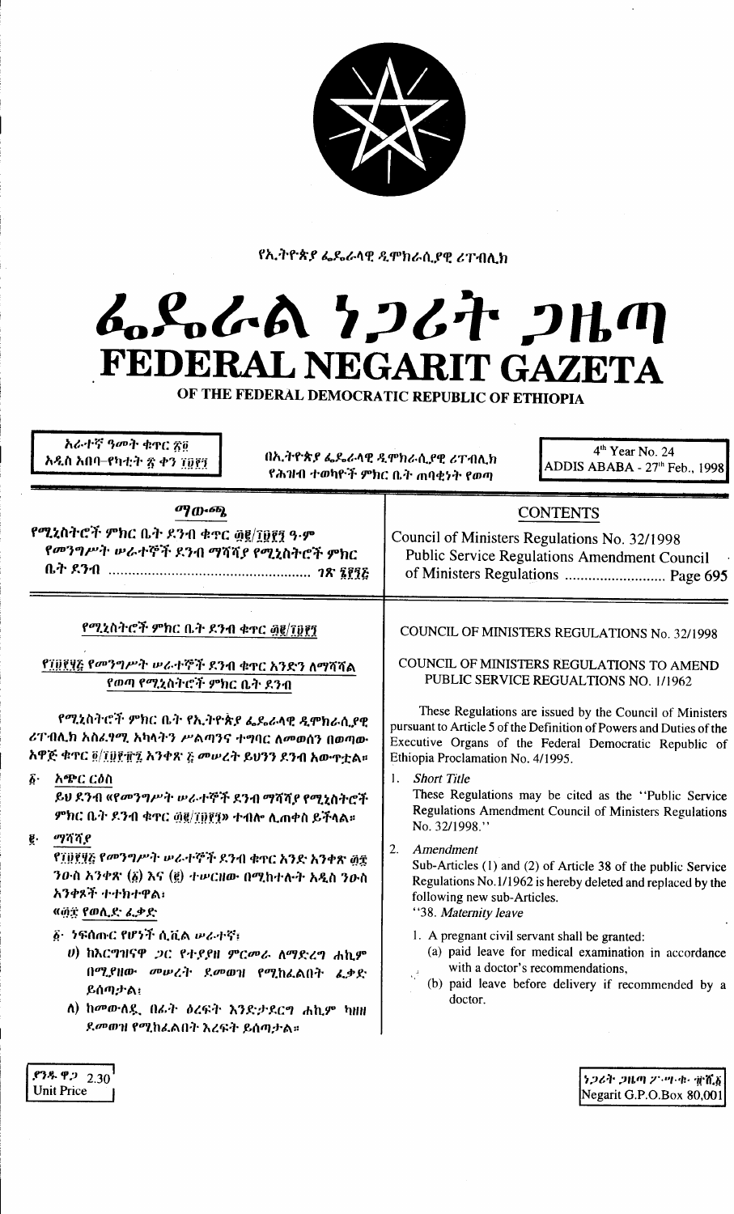የኢትዮጵያ ፌዴራላዊ ዲሞክራሲያዊ ሪፐብሊክ

# ፌዴራል ነጋሪት ጋዜጣ
# FEDERAL NEGARIT GAZETA
OF THE FEDERAL DEMOCRATIC REPUBLIC OF ETHIOPIA

አራተኛ ዓመት ቁጥር ፳፬
አዲስ አበባ–የካቲት ፳ ቀን ፲፱፻፺

በኢትዮጵያ ፌዴራላዊ ዲሞክራሲያዊ ሪፐብሊክ የሕዝብ ተወካዮች ምክር ቤት ጠባቂነት የወጣ

4th Year No. 24
ADDIS ABABA - 27th Feb., 1998

## ማውጫ

የሚኒስትሮች ምክር ቤት ደንብ ቁጥር ፴፪/፲፱፻፺ ዓ.ም
የመንግሥት ሠራተኞች ደንብ ማሻሻያ የሚኒስትሮች ምክር ቤት ደንብ ........................ ገጽ ፮፻፺፭

## CONTENTS

Council of Ministers Regulations No. 32/1998
Public Service Regulations Amendment Council of Ministers Regulations .......................... Page 695

### የሚኒስትሮች ምክር ቤት ደንብ ቁጥር ፴፪/፲፱፻፺

**የ፲፱፻፶፬ የመንግሥት ሠራተኞች ደንብ ቁጥር አንድን ለማሻሻል የወጣ የሚኒስትሮች ምክር ቤት ደንብ**

የሚኒስትሮች ምክር ቤት የኢትዮጵያ ፌዴራላዊ ዲሞክራሲያዊ ሪፐብሊክ አስፈፃሚ አካላትን ሥልጣንና ተግባር ለመወሰን በወጣው አዋጅ ቁጥር ፬/፲፱፻፹፯ አንቀጽ ፭ መሠረት ይህንን ደንብ አውጥቷል።

፩· **አጭር ርዕስ**

ይህ ደንብ «የመንግሥት ሠራተኞች ደንብ ማሻሻያ የሚኒስትሮች ምክር ቤት ደንብ ቁጥር ፴፪/፲፱፻፺» ተብሎ ሊጠቀስ ይችላል።

፪· **ማሻሻያ**

የ፲፱፻፶፬ የመንግሥት ሠራተኞች ደንብ ቁጥር አንድ አንቀጽ ፴፰ ንዑስ አንቀጽ (፩) እና (፪) ተሠርዘው በሚከተሉት አዲስ ንዑስ አንቀጾች ተተክተዋል፡

«፴፰· የወሊድ ፈቃድ

፩· ነፍሰጡር የሆነች ሲቪል ሠራተኛ፡

ሀ) ከእርግዝናዋ ጋር የተያያዘ ምርመራ ለማድረግ ሐኪም በሚያዘው መሠረት ደመወዝ የሚከፈልበት ፈቃድ ይሰጣታል፤

ለ) ከመውለዷ በፊት ዕረፍት እንድታደርግ ሐኪም ካዘዘ ደመወዝ የሚከፈልበት እረፍት ይሰጣታል።

### COUNCIL OF MINISTERS REGULATIONS No. 32/1998

**COUNCIL OF MINISTERS REGULATIONS TO AMEND PUBLIC SERVICE REGUALTIONS NO. 1/1962**

These Regulations are issued by the Council of Ministers pursuant to Article 5 of the Definition of Powers and Duties of the Executive Organs of the Federal Democratic Republic of Ethiopia Proclamation No. 4/1995.

1. *Short Title*

These Regulations may be cited as the "Public Service Regulations Amendment Council of Ministers Regulations No. 32/1998."

2. *Amendment*

Sub-Articles (1) and (2) of Article 38 of the public Service Regulations No.1/1962 is hereby deleted and replaced by the following new sub-Articles.

"38. *Maternity leave*

1. A pregnant civil servant shall be granted:

(a) paid leave for medical examination in accordance with a doctor's recommendations,

(b) paid leave before delivery if recommended by a doctor.

ያንዱ ዋጋ 2.30
Unit Price

ነጋሪት ጋዜጣ ፖ·ሣ·ቁ· ፹ሺ፩
Negarit G.P.O.Box 80,001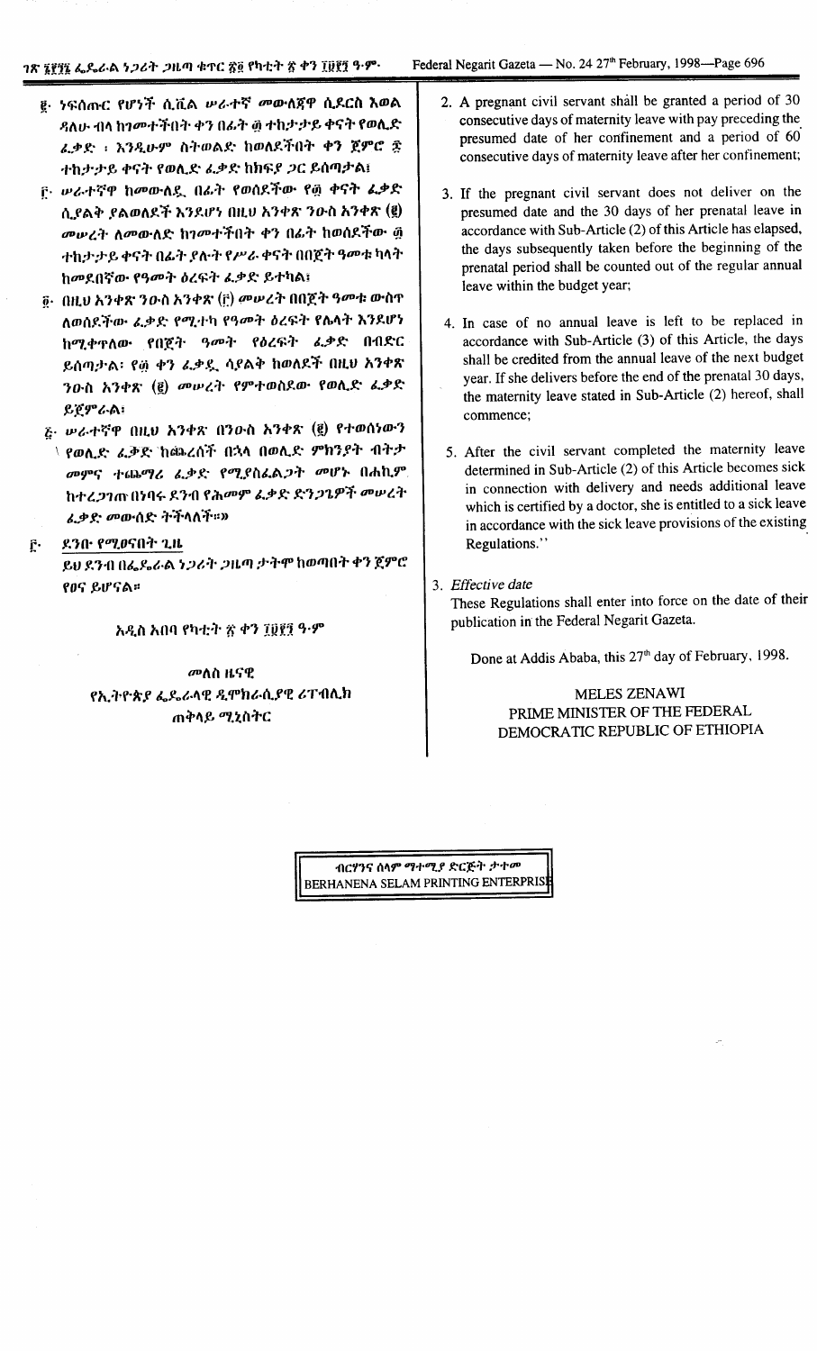፪· ነፍሰጡር የሆነች ሲቪል ሠራተኛ መውለጃዋ ሲደርስ እወል ዳለሁ ብላ ከገመተችበት ቀን በፊት ፴ ተከታታይ ቀናት የወሊድ ፈቃድ ፣ እንዲሁም ስተወልድ ከወለደችበት ቀን ጀምሮ ፷ ተከታታይ ቀናት የወሊድ ፈቃድ ከክፍያ ጋር ይሰጣታል፤

፫· ሠራተኛዋ ከመውለዷ በፊት የወሰደችው የ፴ ቀናት ፈቃድ ሲያልቅ ያልወለደች እንደሆነ በዚህ አንቀጽ ንዑስ አንቀጽ (፪) መሠረት ለመውለድ ከገመተችበት ቀን በፊት ከወሰደችው ፴ ተከታታይ ቀናት በፊት ያሉት የሥራ ቀናት በበጀት ዓመቱ ካላት ከመደበኛው የዓመት ዕረፍት ፈቃድ ይተካል፤

፬· በዚህ አንቀጽ ንዑስ አንቀጽ (፫) መሠረት በበጀት ዓመቱ ውስጥ ለወሰደችው ፈቃድ የሚተካ የዓመት ዕረፍት የሌላት እንደሆነ ከሚቀጥለው የበጀት ዓመት የዕረፍት ፈቃድ በብድር ይሰጣታል፡ የ፴ ቀን ፈቃዷ ሳያልቅ ከወለደች በዚህ አንቀጽ ንዑስ አንቀጽ (፪) መሠረት የምተወስደው የወሊድ ፈቃድ ይጀምራል፤

፭· ሠራተኛዋ በዚህ አንቀጽ በንዑስ አንቀጽ (፪) የተወሰነውን የወሊድ ፈቃድ ከጨረሰች በኋላ በወሊድ ምክንያት ብትታመምና ተጨማሪ ፈቃድ የሚያስፈልጋት መሆኑ በሐኪም ከተረጋገጠ በነባሩ ደንብ የሕመም ፈቃድ ድንጋጌዎች መሠረት ፈቃድ መውሰድ ትችላለች።»

፫· ደንቡ የሚፀናበት ጊዜ

ይህ ደንብ በፌዴራል ነጋሪት ጋዜጣ ታትሞ ከወጣበት ቀን ጀምሮ የፀና ይሆናል።

አዲስ አበባ የካቲት ፳ ቀን ፲፱፻፺ ዓ·ም

መለስ ዜናዊ

የኢትዮጵያ ፌዴራላዊ ዲሞክራሲያዊ ሪፐብሊክ ጠቅላይ ሚኒስትር

2. A pregnant civil servant shall be granted a period of 30 consecutive days of maternity leave with pay preceding the presumed date of her confinement and a period of 60 consecutive days of maternity leave after her confinement;

3. If the pregnant civil servant does not deliver on the presumed date and the 30 days of her prenatal leave in accordance with Sub-Article (2) of this Article has elapsed, the days subsequently taken before the beginning of the prenatal period shall be counted out of the regular annual leave within the budget year;

4. In case of no annual leave is left to be replaced in accordance with Sub-Article (3) of this Article, the days shall be credited from the annual leave of the next budget year. If she delivers before the end of the prenatal 30 days, the maternity leave stated in Sub-Article (2) hereof, shall commence;

5. After the civil servant completed the maternity leave determined in Sub-Article (2) of this Article becomes sick in connection with delivery and needs additional leave which is certified by a doctor, she is entitled to a sick leave in accordance with the sick leave provisions of the existing Regulations."

3. *Effective date*

These Regulations shall enter into force on the date of their publication in the Federal Negarit Gazeta.

Done at Addis Ababa, this 27th day of February, 1998.

MELES ZENAWI
PRIME MINISTER OF THE FEDERAL DEMOCRATIC REPUBLIC OF ETHIOPIA

ብርሃንና ሰላም ማተሚያ ድርጅት ታተመ
BERHANENA SELAM PRINTING ENTERPRISE